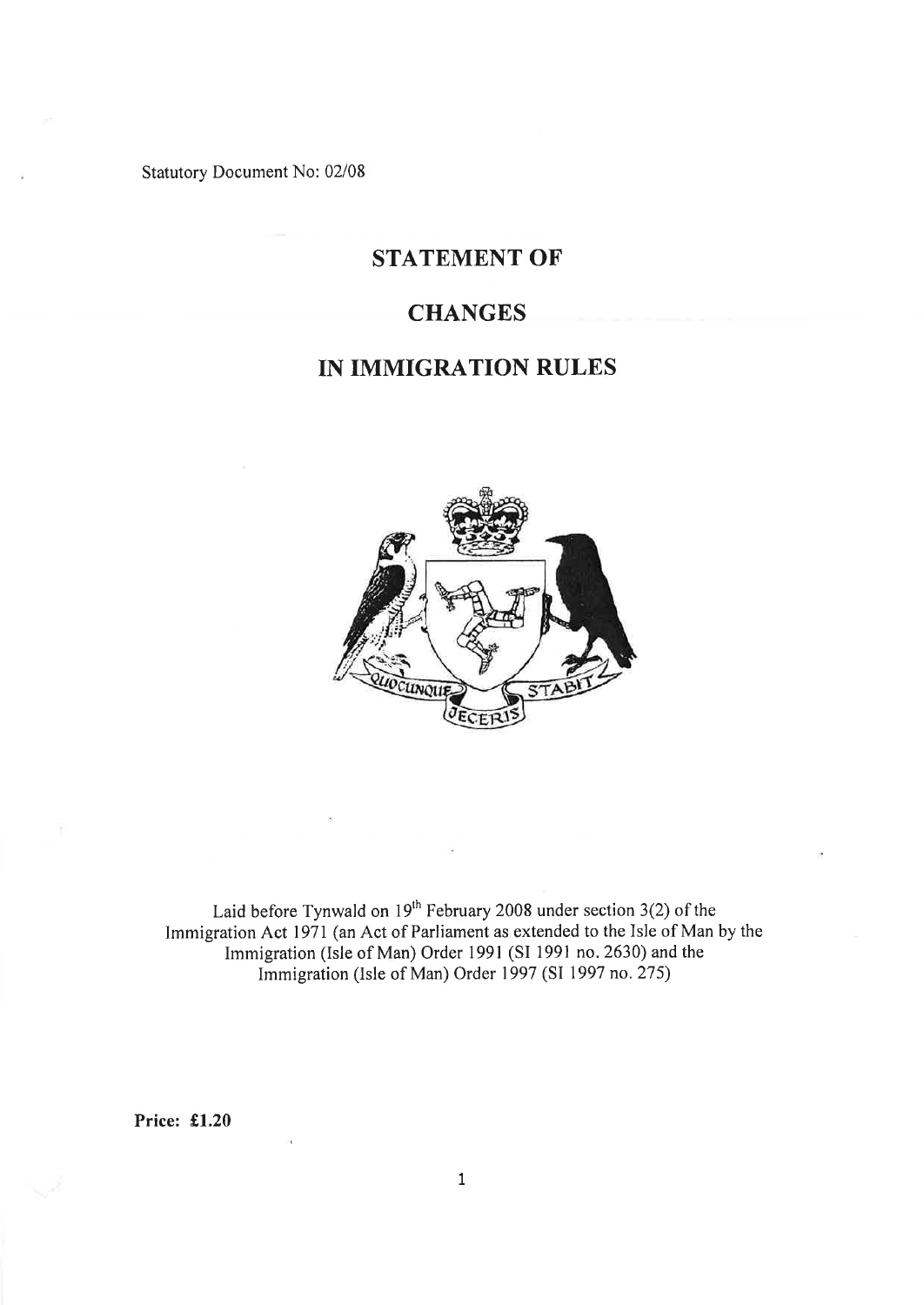Statutory Document No: 02/08

# STATEMENT OF

# CHANGES

# IN IMMIGRATION RULES

Laid before Tynwald on 19th February 2008 under section 3(2) of the Immigration Act 1971 (an Act of Parliament as extended to the Isle of Man by the Immigration (Isle of Man) Order 1991 (SI 1991 no. 2630) and the Immigration (Isle of Man) Order 1997 (SI 1997 no. 275)

**Price: £1.20**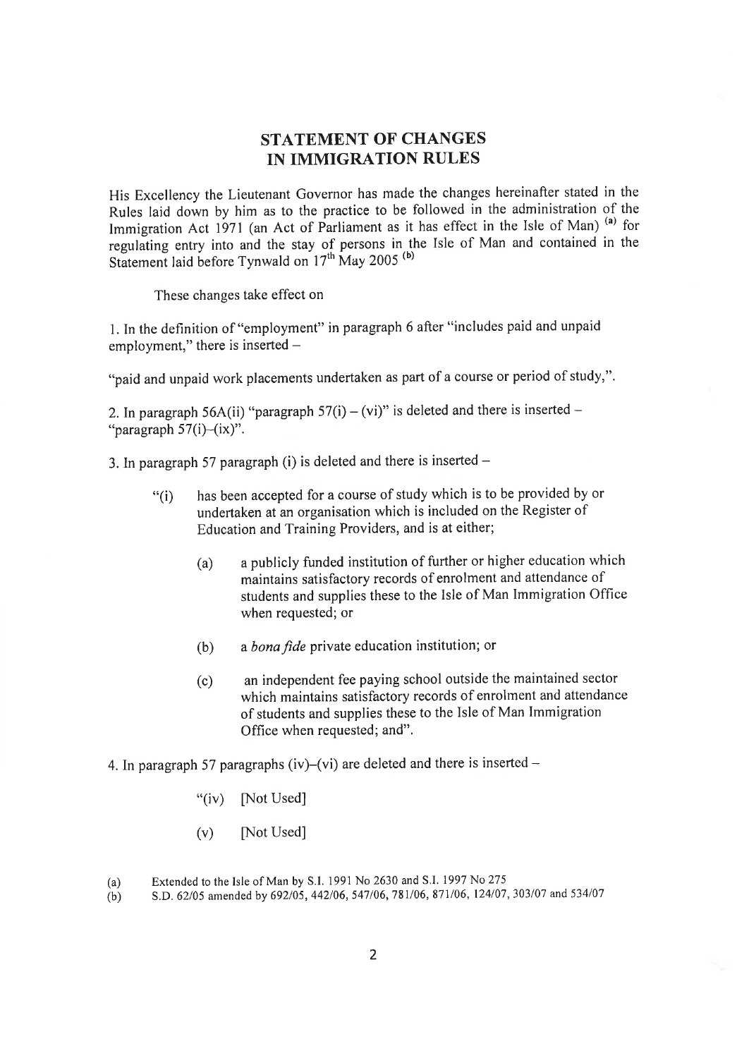## STATEMENT OF CHANGES IN IMMIGRATION RULES

His Excellency the Lieutenant Governor has made the changes hereinafter stated in the Rules laid down by him as to the practice to be followed in the administration of the Immigration Act 1971 (an Act of Parliament as it has effect in the Isle of Man) [(a)] for regulating entry into and the stay of persons in the Isle of Man and contained in the Statement laid before Tynwald on 17th May 2005 [(b)]

These changes take effect on

1. In the definition of "employment" in paragraph 6 after "includes paid and unpaid employment," there is inserted –

"paid and unpaid work placements undertaken as part of a course or period of study,".

2. In paragraph 56A(ii) "paragraph 57(i) – (vi)" is deleted and there is inserted – "paragraph 57(i)–(ix)".

3. In paragraph 57 paragraph (i) is deleted and there is inserted –

> "(i) has been accepted for a course of study which is to be provided by or undertaken at an organisation which is included on the Register of Education and Training Providers, and is at either;
>
> > (a) a publicly funded institution of further or higher education which maintains satisfactory records of enrolment and attendance of students and supplies these to the Isle of Man Immigration Office when requested; or
> >
> > (b) a *bona fide* private education institution; or
> >
> > (c) an independent fee paying school outside the maintained sector which maintains satisfactory records of enrolment and attendance of students and supplies these to the Isle of Man Immigration Office when requested; and".

4. In paragraph 57 paragraphs (iv)–(vi) are deleted and there is inserted –

> "(iv) [Not Used]
>
> (v) [Not Used]

(a) Extended to the Isle of Man by S.I. 1991 No 2630 and S.I. 1997 No 275

(b) S.D. 62/05 amended by 692/05, 442/06, 547/06, 781/06, 871/06, 124/07, 303/07 and 534/07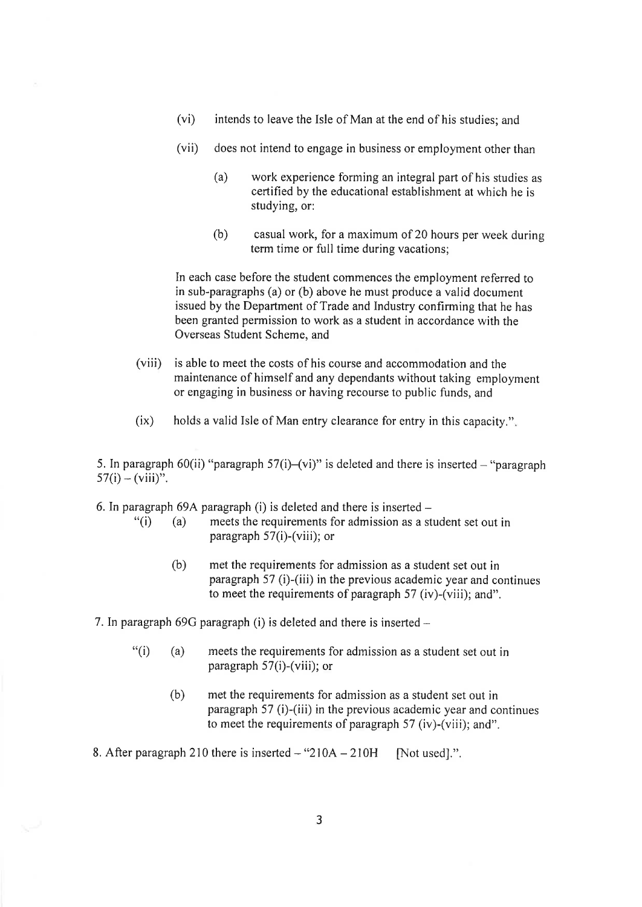(vi) intends to leave the Isle of Man at the end of his studies; and

(vii) does not intend to engage in business or employment other than

  (a) work experience forming an integral part of his studies as certified by the educational establishment at which he is studying, or:

  (b) casual work, for a maximum of 20 hours per week during term time or full time during vacations;

  In each case before the student commences the employment referred to in sub-paragraphs (a) or (b) above he must produce a valid document issued by the Department of Trade and Industry confirming that he has been granted permission to work as a student in accordance with the Overseas Student Scheme, and

(viii) is able to meet the costs of his course and accommodation and the maintenance of himself and any dependants without taking employment or engaging in business or having recourse to public funds, and

(ix) holds a valid Isle of Man entry clearance for entry in this capacity.".

5. In paragraph 60(ii) "paragraph 57(i)–(vi)" is deleted and there is inserted – "paragraph 57(i) – (viii)".

6. In paragraph 69A paragraph (i) is deleted and there is inserted –

"(i) (a) meets the requirements for admission as a student set out in paragraph 57(i)-(viii); or

  (b) met the requirements for admission as a student set out in paragraph 57 (i)-(iii) in the previous academic year and continues to meet the requirements of paragraph 57 (iv)-(viii); and".

7. In paragraph 69G paragraph (i) is deleted and there is inserted –

"(i) (a) meets the requirements for admission as a student set out in paragraph 57(i)-(viii); or

  (b) met the requirements for admission as a student set out in paragraph 57 (i)-(iii) in the previous academic year and continues to meet the requirements of paragraph 57 (iv)-(viii); and".

8. After paragraph 210 there is inserted – "210A – 210H [Not used].".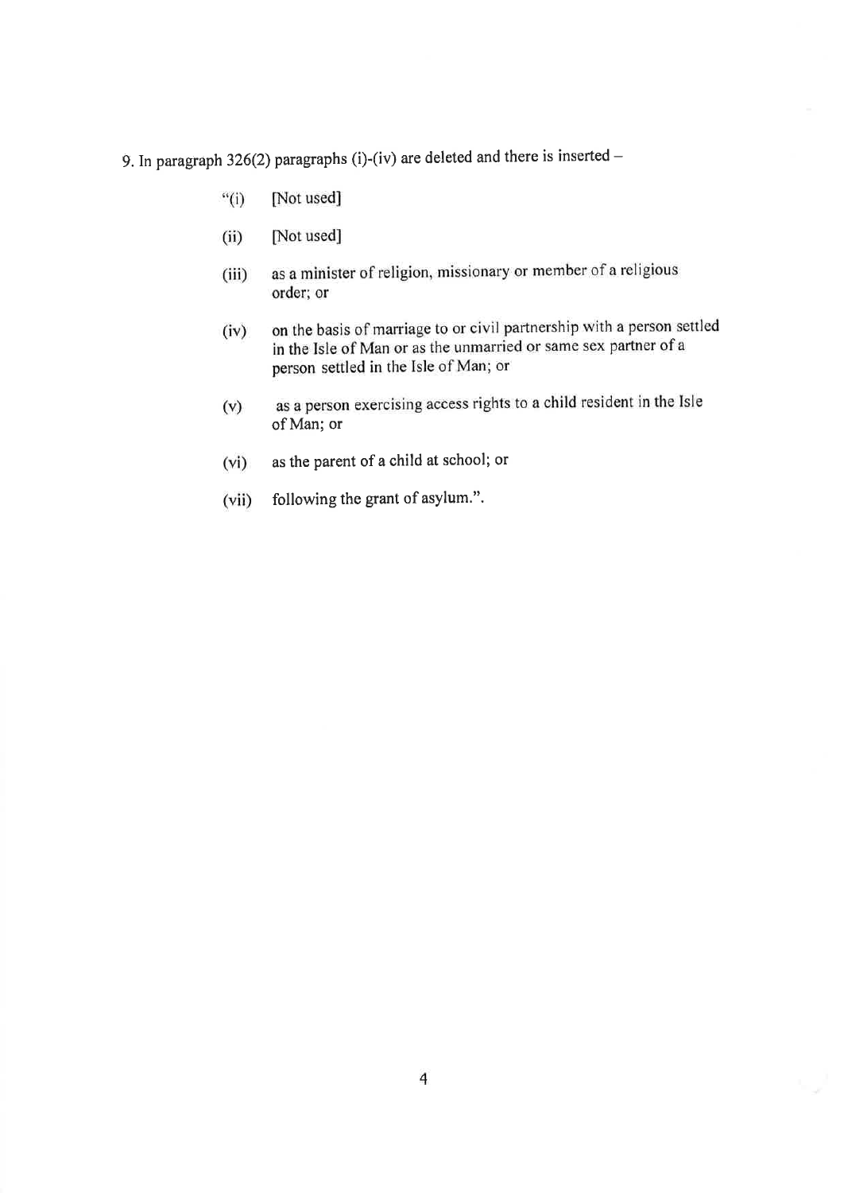9. In paragraph 326(2) paragraphs (i)-(iv) are deleted and there is inserted –

"(i) [Not used]

(ii) [Not used]

(iii) as a minister of religion, missionary or member of a religious order; or

(iv) on the basis of marriage to or civil partnership with a person settled in the Isle of Man or as the unmarried or same sex partner of a person settled in the Isle of Man; or

(v) as a person exercising access rights to a child resident in the Isle of Man; or

(vi) as the parent of a child at school; or

(vii) following the grant of asylum.".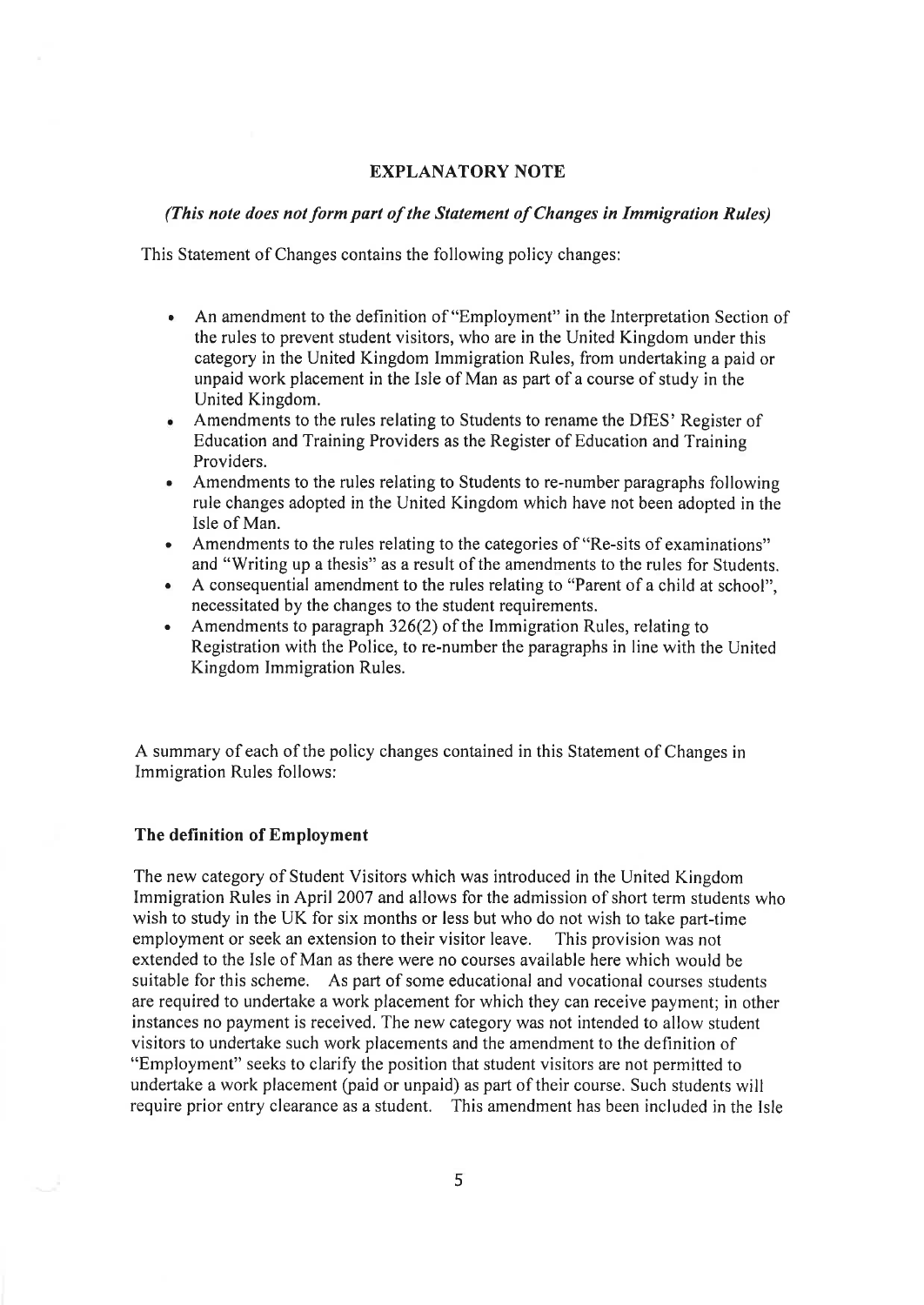**EXPLANATORY NOTE**

***(This note does not form part of the Statement of Changes in Immigration Rules)***

This Statement of Changes contains the following policy changes:

- An amendment to the definition of "Employment" in the Interpretation Section of the rules to prevent student visitors, who are in the United Kingdom under this category in the United Kingdom Immigration Rules, from undertaking a paid or unpaid work placement in the Isle of Man as part of a course of study in the United Kingdom.
- Amendments to the rules relating to Students to rename the DfES' Register of Education and Training Providers as the Register of Education and Training Providers.
- Amendments to the rules relating to Students to re-number paragraphs following rule changes adopted in the United Kingdom which have not been adopted in the Isle of Man.
- Amendments to the rules relating to the categories of "Re-sits of examinations" and "Writing up a thesis" as a result of the amendments to the rules for Students.
- A consequential amendment to the rules relating to "Parent of a child at school", necessitated by the changes to the student requirements.
- Amendments to paragraph 326(2) of the Immigration Rules, relating to Registration with the Police, to re-number the paragraphs in line with the United Kingdom Immigration Rules.

A summary of each of the policy changes contained in this Statement of Changes in Immigration Rules follows:

**The definition of Employment**

The new category of Student Visitors which was introduced in the United Kingdom Immigration Rules in April 2007 and allows for the admission of short term students who wish to study in the UK for six months or less but who do not wish to take part-time employment or seek an extension to their visitor leave. This provision was not extended to the Isle of Man as there were no courses available here which would be suitable for this scheme. As part of some educational and vocational courses students are required to undertake a work placement for which they can receive payment; in other instances no payment is received. The new category was not intended to allow student visitors to undertake such work placements and the amendment to the definition of "Employment" seeks to clarify the position that student visitors are not permitted to undertake a work placement (paid or unpaid) as part of their course. Such students will require prior entry clearance as a student. This amendment has been included in the Isle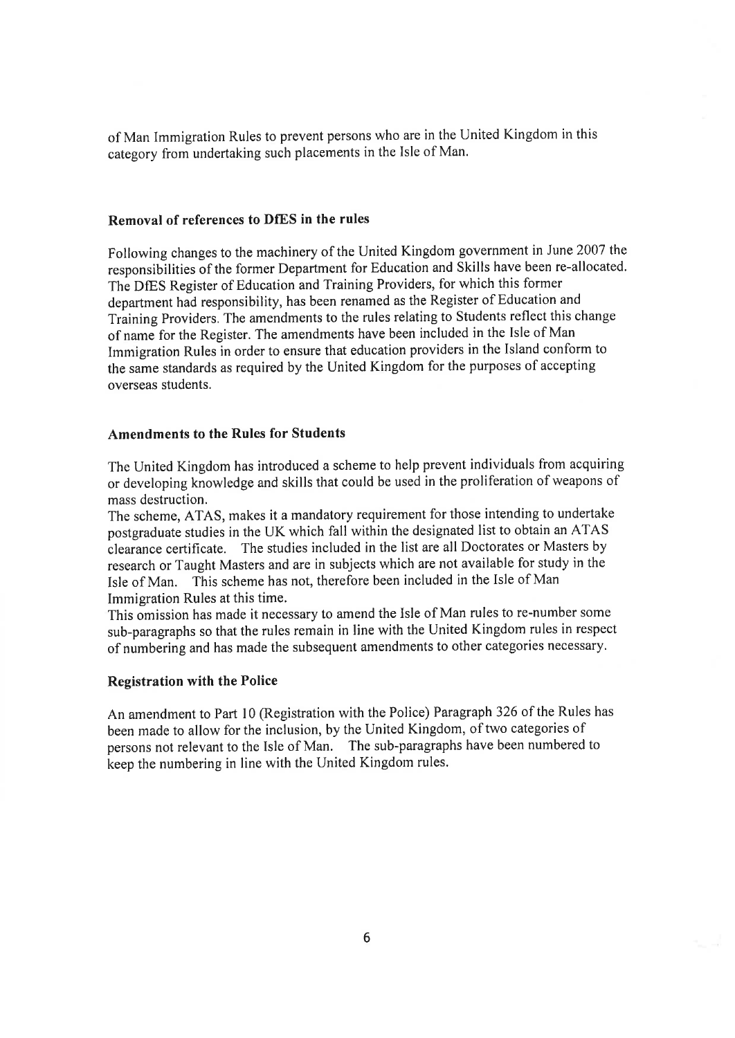of Man Immigration Rules to prevent persons who are in the United Kingdom in this category from undertaking such placements in the Isle of Man.

**Removal of references to DfES in the rules**

Following changes to the machinery of the United Kingdom government in June 2007 the responsibilities of the former Department for Education and Skills have been re-allocated. The DfES Register of Education and Training Providers, for which this former department had responsibility, has been renamed as the Register of Education and Training Providers. The amendments to the rules relating to Students reflect this change of name for the Register. The amendments have been included in the Isle of Man Immigration Rules in order to ensure that education providers in the Island conform to the same standards as required by the United Kingdom for the purposes of accepting overseas students.

**Amendments to the Rules for Students**

The United Kingdom has introduced a scheme to help prevent individuals from acquiring or developing knowledge and skills that could be used in the proliferation of weapons of mass destruction.

The scheme, ATAS, makes it a mandatory requirement for those intending to undertake postgraduate studies in the UK which fall within the designated list to obtain an ATAS clearance certificate. The studies included in the list are all Doctorates or Masters by research or Taught Masters and are in subjects which are not available for study in the Isle of Man. This scheme has not, therefore been included in the Isle of Man Immigration Rules at this time.

This omission has made it necessary to amend the Isle of Man rules to re-number some sub-paragraphs so that the rules remain in line with the United Kingdom rules in respect of numbering and has made the subsequent amendments to other categories necessary.

**Registration with the Police**

An amendment to Part 10 (Registration with the Police) Paragraph 326 of the Rules has been made to allow for the inclusion, by the United Kingdom, of two categories of persons not relevant to the Isle of Man. The sub-paragraphs have been numbered to keep the numbering in line with the United Kingdom rules.